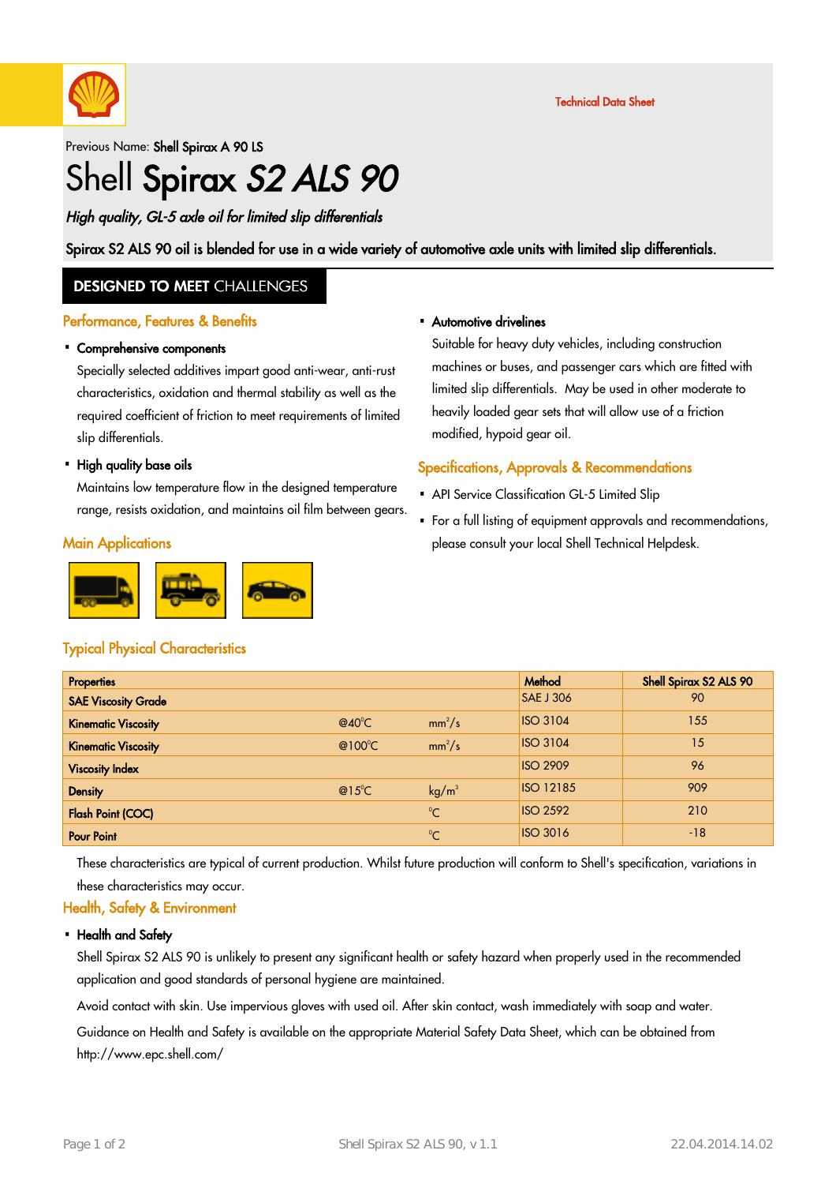Technical Data Sheet

Previous Name: **Shell Spirax A 90 LS**

# Shell **Spirax** ***S2 ALS 90***

***High quality, GL-5 axle oil for limited slip differentials***

**Spirax S2 ALS 90 oil is blended for use in a wide variety of automotive axle units with limited slip differentials.**

## DESIGNED TO MEET CHALLENGES

### Performance, Features & Benefits

- **Comprehensive components**

  Specially selected additives impart good anti-wear, anti-rust characteristics, oxidation and thermal stability as well as the required coefficient of friction to meet requirements of limited slip differentials.

- **High quality base oils**

  Maintains low temperature flow in the designed temperature range, resists oxidation, and maintains oil film between gears.

### Main Applications

- **Automotive drivelines**

  Suitable for heavy duty vehicles, including construction machines or buses, and passenger cars which are fitted with limited slip differentials. May be used in other moderate to heavily loaded gear sets that will allow use of a friction modified, hypoid gear oil.

### Specifications, Approvals & Recommendations

- API Service Classification GL-5 Limited Slip
- For a full listing of equipment approvals and recommendations, please consult your local Shell Technical Helpdesk.

### Typical Physical Characteristics

| Properties | | | Method | Shell Spirax S2 ALS 90 |
|---|---|---|---|---|
| SAE Viscosity Grade | | | SAE J 306 | 90 |
| Kinematic Viscosity | @40$^0$C | $mm^2/s$ | ISO 3104 | 155 |
| Kinematic Viscosity | @100$^0$C | $mm^2/s$ | ISO 3104 | 15 |
| Viscosity Index | | | ISO 2909 | 96 |
| Density | @15$^0$C | $kg/m^3$ | ISO 12185 | 909 |
| Flash Point (COC) | | $^0$C | ISO 2592 | 210 |
| Pour Point | | $^0$C | ISO 3016 | -18 |

These characteristics are typical of current production. Whilst future production will conform to Shell's specification, variations in these characteristics may occur.

### Health, Safety & Environment

- **Health and Safety**

  Shell Spirax S2 ALS 90 is unlikely to present any significant health or safety hazard when properly used in the recommended application and good standards of personal hygiene are maintained.

  Avoid contact with skin. Use impervious gloves with used oil. After skin contact, wash immediately with soap and water.

  Guidance on Health and Safety is available on the appropriate Material Safety Data Sheet, which can be obtained from http://www.epc.shell.com/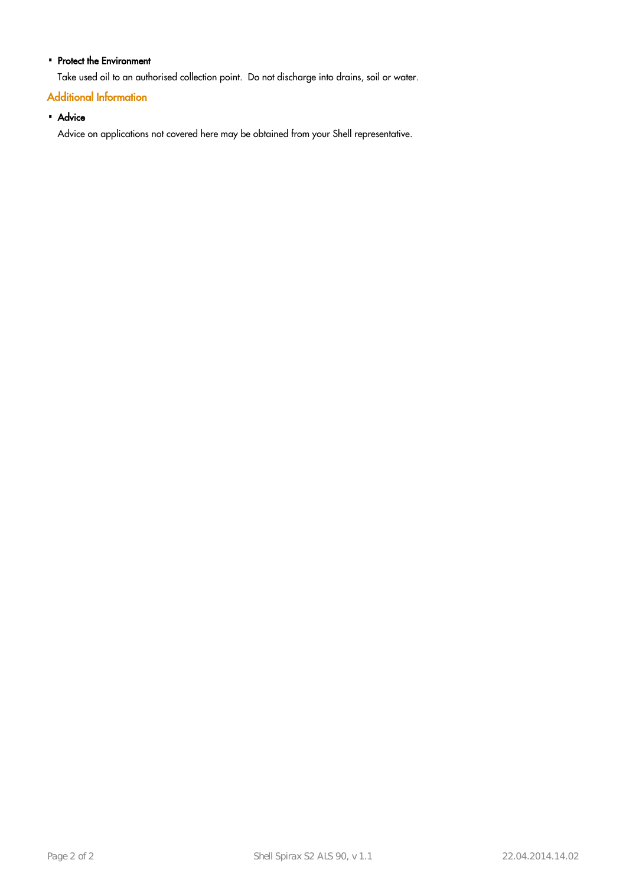- **Protect the Environment**

  Take used oil to an authorised collection point. Do not discharge into drains, soil or water.

## Additional Information

- **Advice**

  Advice on applications not covered here may be obtained from your Shell representative.